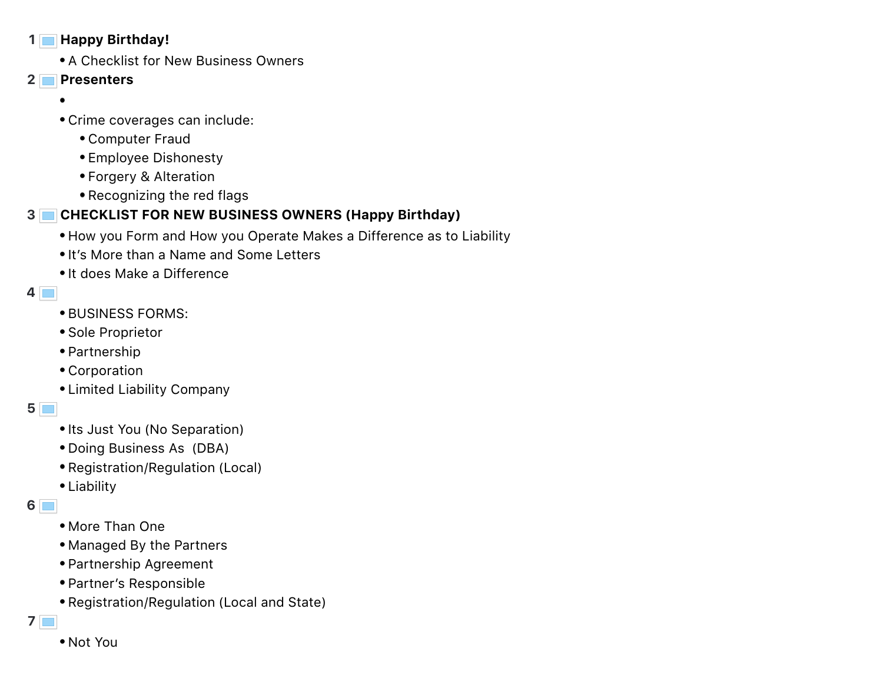1 **Happy Birthday!**

- A Checklist for New Business Owners

2 **Presenters**

- 
- Crime coverages can include:
  - Computer Fraud
  - Employee Dishonesty
  - Forgery & Alteration
  - Recognizing the red flags

3 **CHECKLIST FOR NEW BUSINESS OWNERS (Happy Birthday)**

- How you Form and How you Operate Makes a Difference as to Liability
- It's More than a Name and Some Letters
- It does Make a Difference

4

- BUSINESS FORMS:
- Sole Proprietor
- Partnership
- Corporation
- Limited Liability Company

5

- Its Just You (No Separation)
- Doing Business As (DBA)
- Registration/Regulation (Local)
- Liability

6

- More Than One
- Managed By the Partners
- Partnership Agreement
- Partner's Responsible
- Registration/Regulation (Local and State)

7

- Not You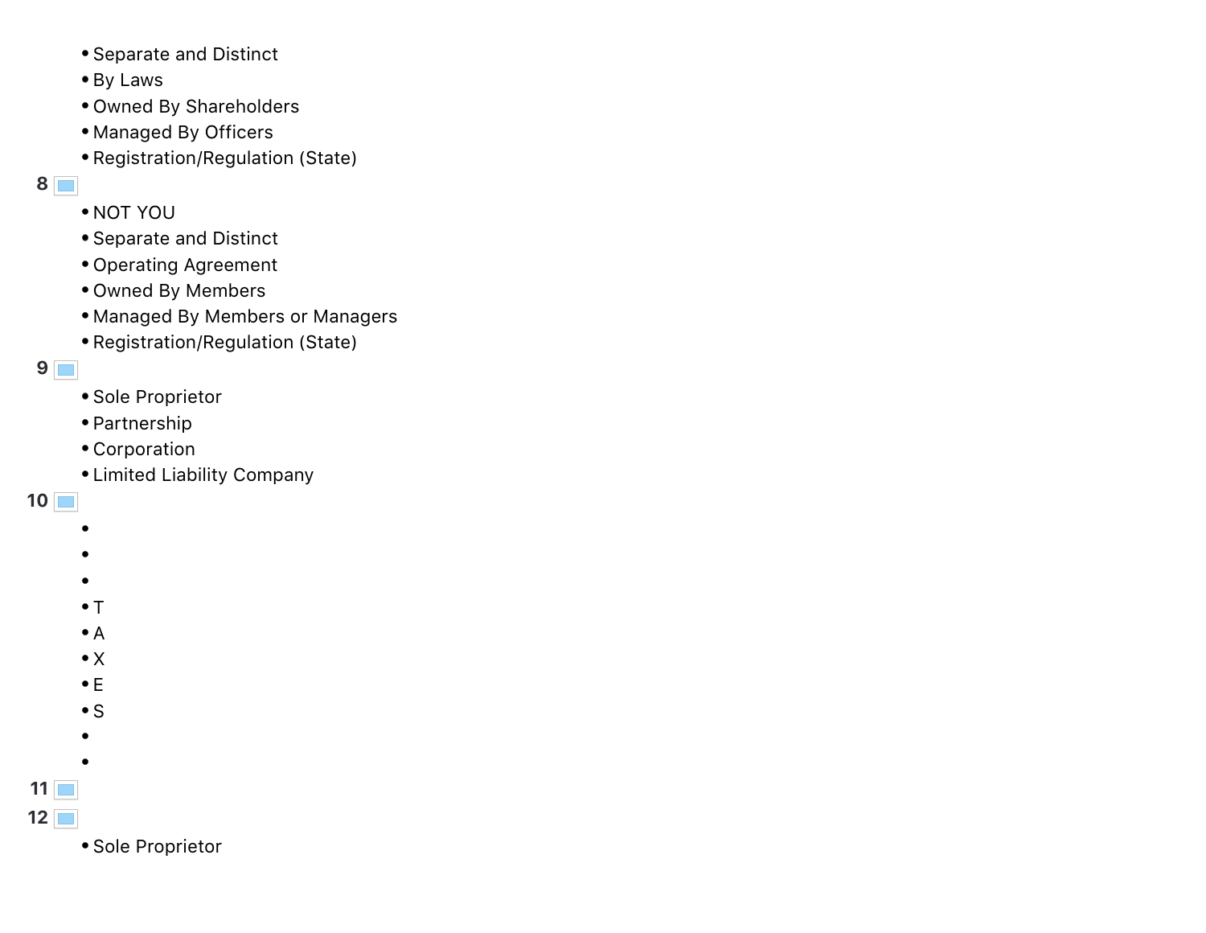- Separate and Distinct
- By Laws
- Owned By Shareholders
- Managed By Officers
- Registration/Regulation (State)

**8**

- NOT YOU
- Separate and Distinct
- Operating Agreement
- Owned By Members
- Managed By Members or Managers
- Registration/Regulation (State)

**9**

- Sole Proprietor
- Partnership
- Corporation
- Limited Liability Company

**10**

- 
- 
- 
- T
- A
- X
- E
- S
- 
- 

**11**

**12**

- Sole Proprietor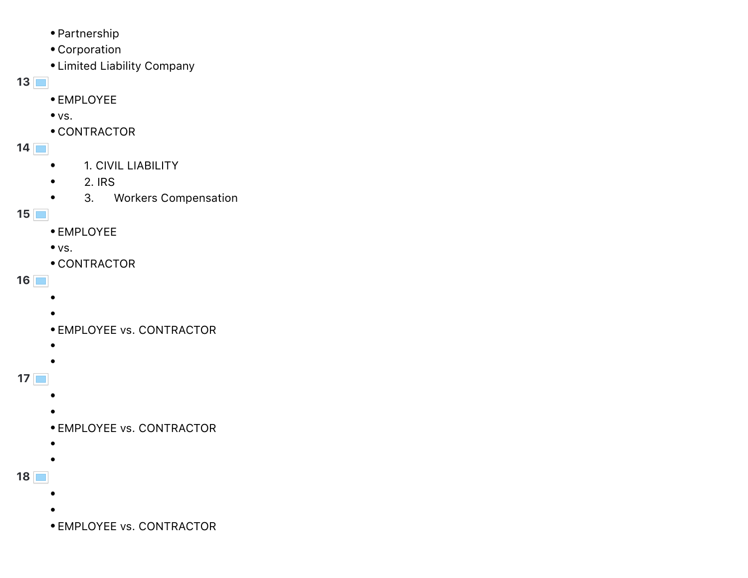- Partnership
- Corporation
- Limited Liability Company

**13**

- EMPLOYEE
- vs.
- CONTRACTOR

**14**

- 1. CIVIL LIABILITY
- 2. IRS
- 3. Workers Compensation

**15**

- EMPLOYEE
- vs.
- CONTRACTOR

**16**

- EMPLOYEE vs. CONTRACTOR

**17**

- EMPLOYEE vs. CONTRACTOR

**18**

- EMPLOYEE vs. CONTRACTOR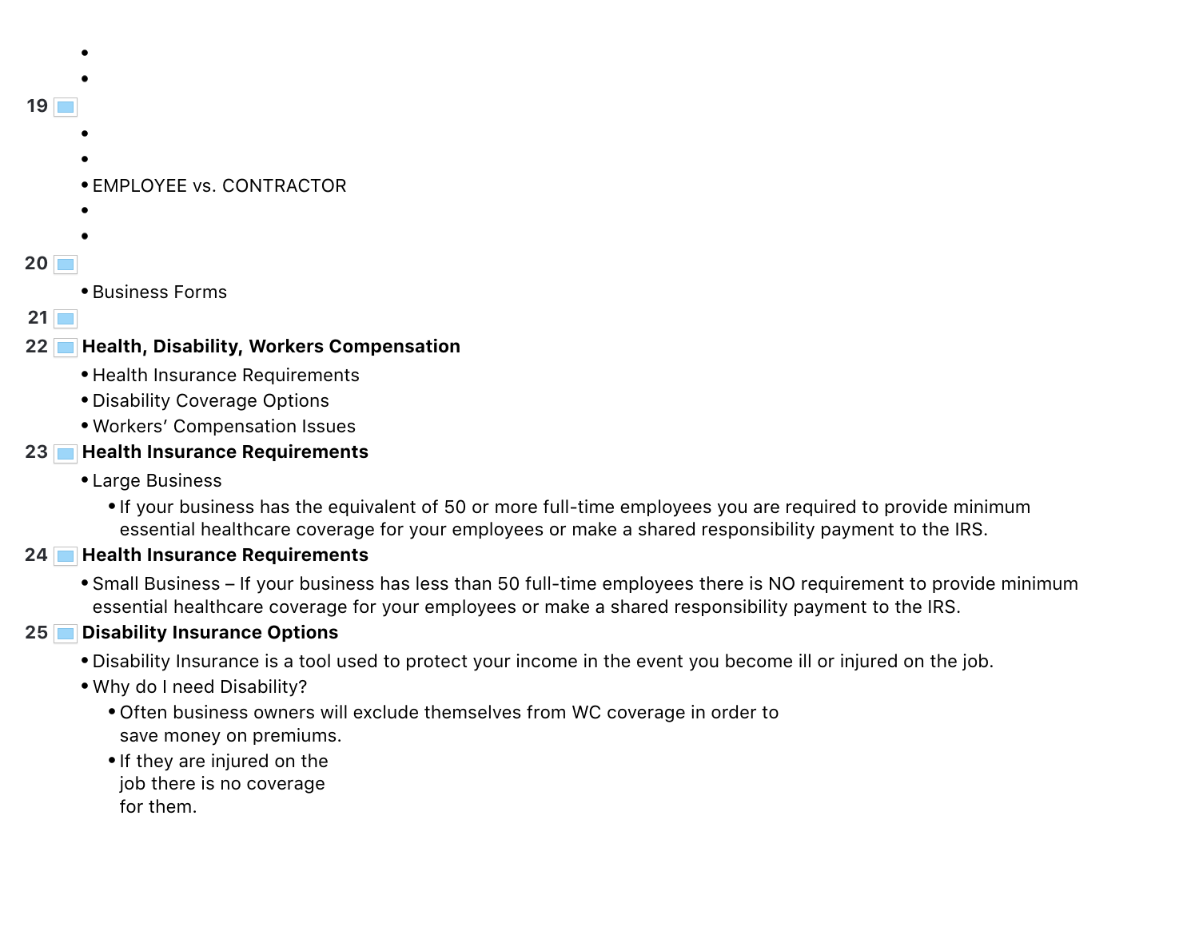- 
- 

19

- 
- 
- EMPLOYEE vs. CONTRACTOR
- 
- 

20

- Business Forms

21

22 **Health, Disability, Workers Compensation**

- Health Insurance Requirements
- Disability Coverage Options
- Workers' Compensation Issues

23 **Health Insurance Requirements**

- Large Business
  - If your business has the equivalent of 50 or more full-time employees you are required to provide minimum essential healthcare coverage for your employees or make a shared responsibility payment to the IRS.

24 **Health Insurance Requirements**

- Small Business – If your business has less than 50 full-time employees there is NO requirement to provide minimum essential healthcare coverage for your employees or make a shared responsibility payment to the IRS.

25 **Disability Insurance Options**

- Disability Insurance is a tool used to protect your income in the event you become ill or injured on the job.
- Why do I need Disability?
  - Often business owners will exclude themselves from WC coverage in order to save money on premiums.
  - If they are injured on the job there is no coverage for them.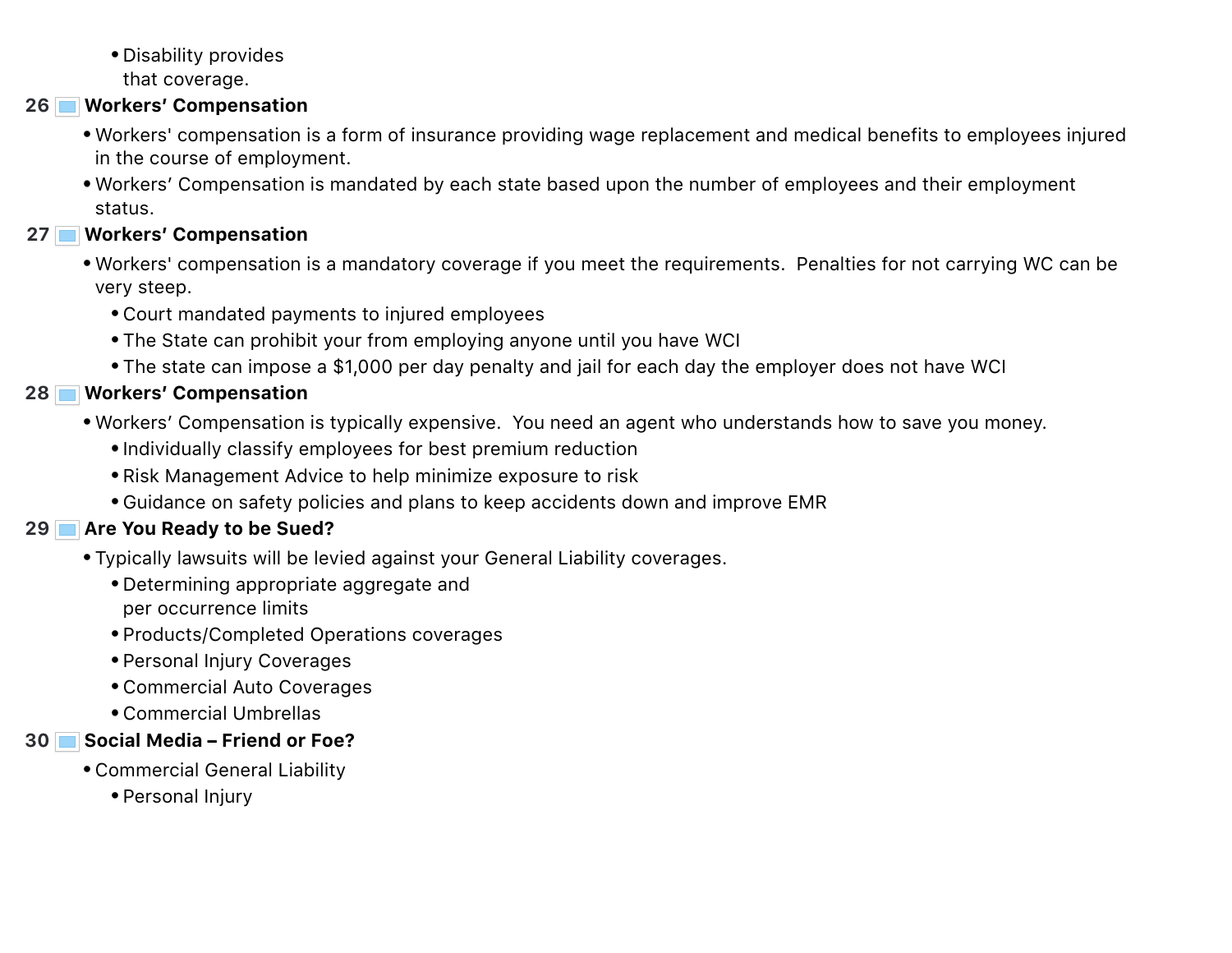- Disability provides that coverage.

## 26 Workers' Compensation

- Workers' compensation is a form of insurance providing wage replacement and medical benefits to employees injured in the course of employment.
- Workers' Compensation is mandated by each state based upon the number of employees and their employment status.

## 27 Workers' Compensation

- Workers' compensation is a mandatory coverage if you meet the requirements. Penalties for not carrying WC can be very steep.
  - Court mandated payments to injured employees
  - The State can prohibit your from employing anyone until you have WCI
  - The state can impose a $1,000 per day penalty and jail for each day the employer does not have WCI

## 28 Workers' Compensation

- Workers' Compensation is typically expensive. You need an agent who understands how to save you money.
  - Individually classify employees for best premium reduction
  - Risk Management Advice to help minimize exposure to risk
  - Guidance on safety policies and plans to keep accidents down and improve EMR

## 29 Are You Ready to be Sued?

- Typically lawsuits will be levied against your General Liability coverages.
  - Determining appropriate aggregate and per occurrence limits
  - Products/Completed Operations coverages
  - Personal Injury Coverages
  - Commercial Auto Coverages
  - Commercial Umbrellas

## 30 Social Media – Friend or Foe?

- Commercial General Liability
  - Personal Injury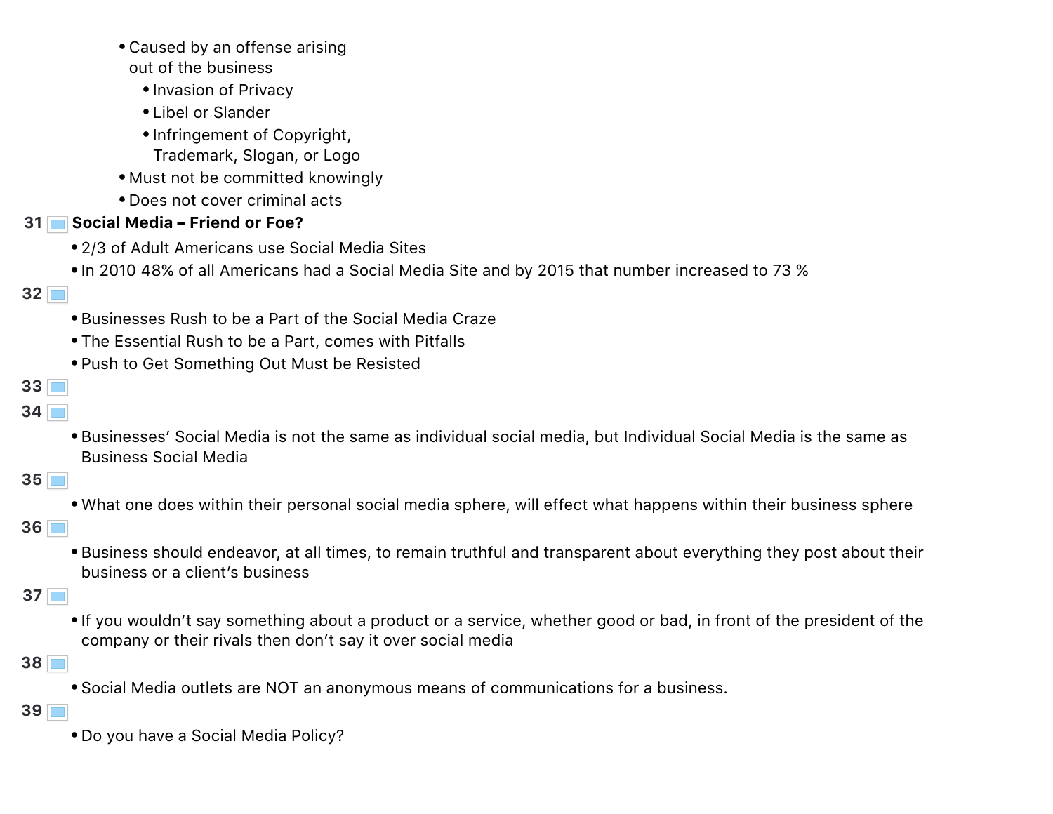- Caused by an offense arising out of the business
  - Invasion of Privacy
  - Libel or Slander
  - Infringement of Copyright, Trademark, Slogan, or Logo
- Must not be committed knowingly
- Does not cover criminal acts

31 **Social Media – Friend or Foe?**

- 2/3 of Adult Americans use Social Media Sites
- In 2010 48% of all Americans had a Social Media Site and by 2015 that number increased to 73 %

32

- Businesses Rush to be a Part of the Social Media Craze
- The Essential Rush to be a Part, comes with Pitfalls
- Push to Get Something Out Must be Resisted

33

34

- Businesses' Social Media is not the same as individual social media, but Individual Social Media is the same as Business Social Media

35

- What one does within their personal social media sphere, will effect what happens within their business sphere

36

- Business should endeavor, at all times, to remain truthful and transparent about everything they post about their business or a client's business

37

- If you wouldn't say something about a product or a service, whether good or bad, in front of the president of the company or their rivals then don't say it over social media

38

- Social Media outlets are NOT an anonymous means of communications for a business.

39

- Do you have a Social Media Policy?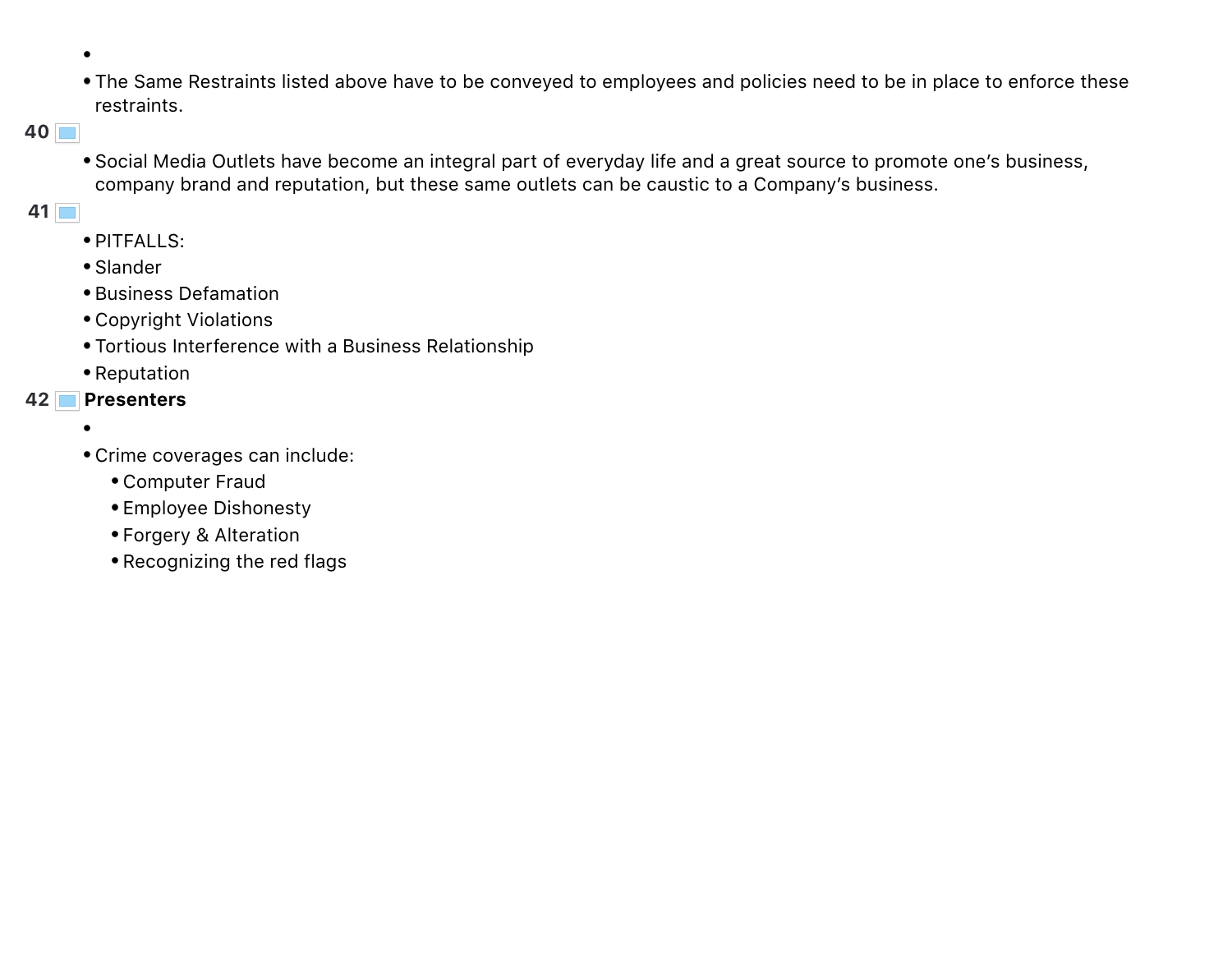- 
- The Same Restraints listed above have to be conveyed to employees and policies need to be in place to enforce these restraints.

40

- Social Media Outlets have become an integral part of everyday life and a great source to promote one's business, company brand and reputation, but these same outlets can be caustic to a Company's business.

41

- PITFALLS:
- Slander
- Business Defamation
- Copyright Violations
- Tortious Interference with a Business Relationship
- Reputation

42 **Presenters**

- 
- Crime coverages can include:
  - Computer Fraud
  - Employee Dishonesty
  - Forgery & Alteration
  - Recognizing the red flags